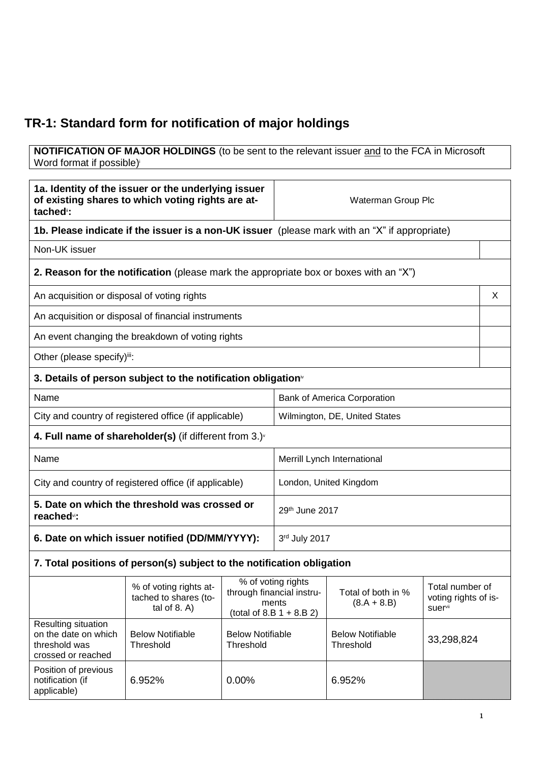# TR-1: Standard form for notification of major holdings

**NOTIFICATION OF MAJOR HOLDINGS** (to be sent to the relevant issuer and to the FCA in Microsoft Word format if possible)[i]

| | |
|---|---|
| **1a. Identity of the issuer or the underlying issuer of existing shares to which voting rights are attached**[ii]**:** | Waterman Group Plc |

**1b. Please indicate if the issuer is a non-UK issuer** (please mark with an "X" if appropriate)

| | |
|---|---|
| Non-UK issuer | |

**2. Reason for the notification** (please mark the appropriate box or boxes with an "X")

| | |
|---|---|
| An acquisition or disposal of voting rights | X |
| An acquisition or disposal of financial instruments | |
| An event changing the breakdown of voting rights | |
| Other (please specify)[iii]: | |

**3. Details of person subject to the notification obligation**[iv]

| | |
|---|---|
| Name | Bank of America Corporation |
| City and country of registered office (if applicable) | Wilmington, DE, United States |

**4. Full name of shareholder(s)** (if different from 3.)[v]

| | |
|---|---|
| Name | Merrill Lynch International |
| City and country of registered office (if applicable) | London, United Kingdom |
| **5. Date on which the threshold was crossed or reached**[vi]**:** | 29th June 2017 |
| **6. Date on which issuer notified (DD/MM/YYYY):** | 3rd July 2017 |

**7. Total positions of person(s) subject to the notification obligation**

| | % of voting rights attached to shares (total of 8. A) | % of voting rights through financial instruments (total of 8.B 1 + 8.B 2) | Total of both in % (8.A + 8.B) | Total number of voting rights of issuer[vii] |
|---|---|---|---|---|
| Resulting situation on the date on which threshold was crossed or reached | Below Notifiable Threshold | Below Notifiable Threshold | Below Notifiable Threshold | 33,298,824 |
| Position of previous notification (if applicable) | 6.952% | 0.00% | 6.952% | |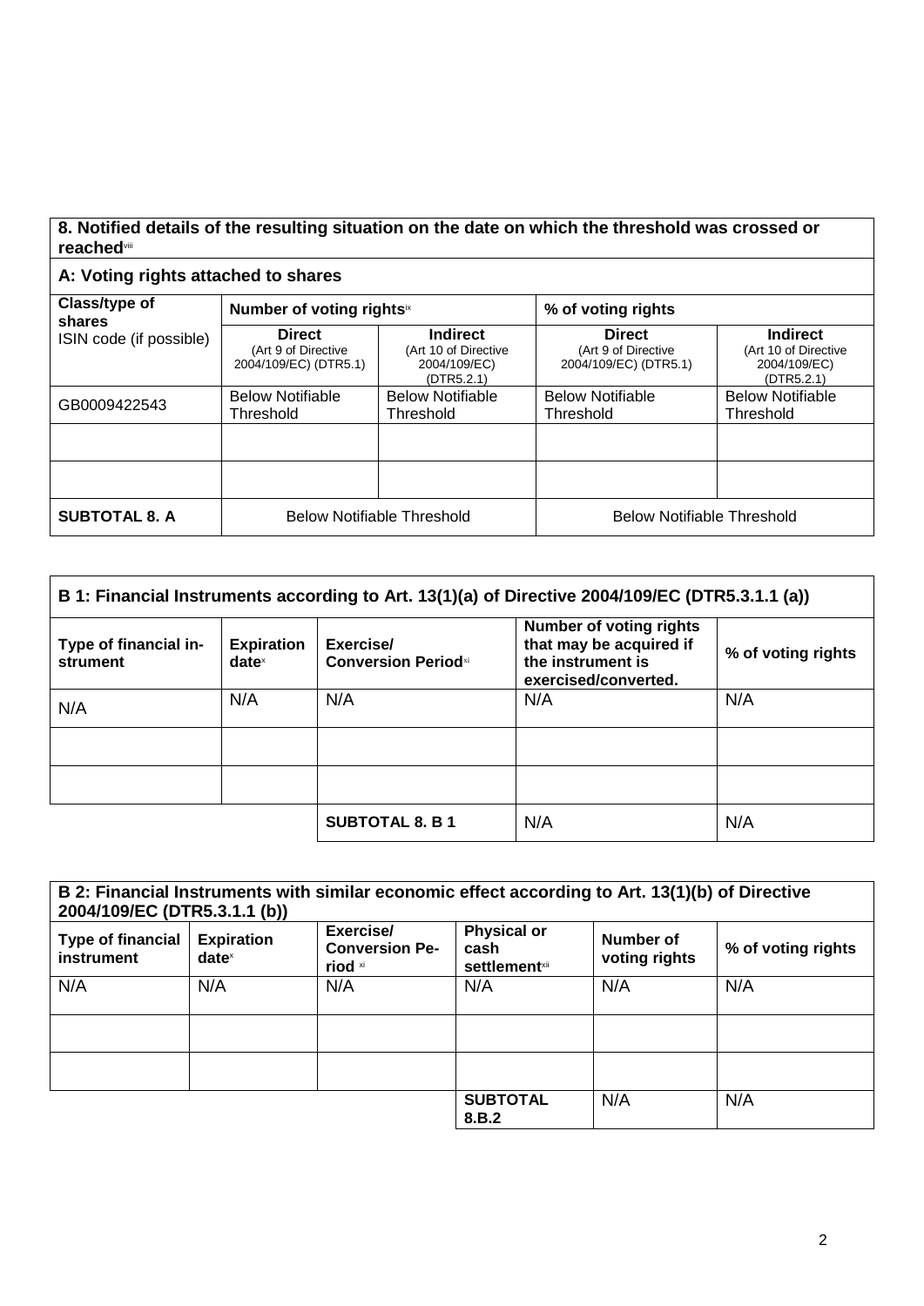| 8. Notified details of the resulting situation on the date on which the threshold was crossed or reached[viii] | | | | |
|---|---|---|---|---|
| **A: Voting rights attached to shares** | | | | |
| **Class/type of shares** ISIN code (if possible) | **Number of voting rights**[ix] | | **% of voting rights** | |
| | **Direct** (Art 9 of Directive 2004/109/EC) (DTR5.1) | **Indirect** (Art 10 of Directive 2004/109/EC) (DTR5.2.1) | **Direct** (Art 9 of Directive 2004/109/EC) (DTR5.1) | **Indirect** (Art 10 of Directive 2004/109/EC) (DTR5.2.1) |
| GB0009422543 | Below Notifiable Threshold | Below Notifiable Threshold | Below Notifiable Threshold | Below Notifiable Threshold |
| | | | | |
| | | | | |
| **SUBTOTAL 8. A** | Below Notifiable Threshold | | Below Notifiable Threshold | |

| B 1: Financial Instruments according to Art. 13(1)(a) of Directive 2004/109/EC (DTR5.3.1.1 (a)) | | | | |
|---|---|---|---|---|
| **Type of financial instrument** | **Expiration date**[x] | **Exercise/ Conversion Period**[xi] | **Number of voting rights that may be acquired if the instrument is exercised/converted.** | **% of voting rights** |
| N/A | N/A | N/A | N/A | N/A |
| | | | | |
| | | | | |
| | | **SUBTOTAL 8. B 1** | N/A | N/A |

| B 2: Financial Instruments with similar economic effect according to Art. 13(1)(b) of Directive 2004/109/EC (DTR5.3.1.1 (b)) | | | | | |
|---|---|---|---|---|---|
| **Type of financial instrument** | **Expiration date**[x] | **Exercise/ Conversion Period** [xi] | **Physical or cash settlement**[xii] | **Number of voting rights** | **% of voting rights** |
| N/A | N/A | N/A | N/A | N/A | N/A |
| | | | | | |
| | | | | | |
| | | | **SUBTOTAL 8.B.2** | N/A | N/A |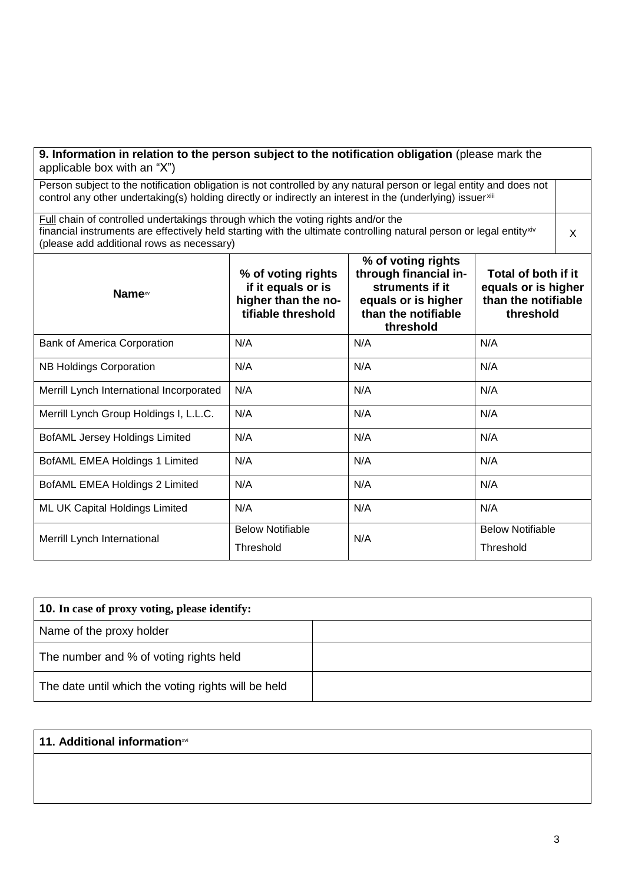| **9. Information in relation to the person subject to the notification obligation** (please mark the applicable box with an "X") | |
|---|---|
| Person subject to the notification obligation is not controlled by any natural person or legal entity and does not control any other undertaking(s) holding directly or indirectly an interest in the (underlying) issuer[xiii] | |
| Full chain of controlled undertakings through which the voting rights and/or the financial instruments are effectively held starting with the ultimate controlling natural person or legal entity[xiv] (please add additional rows as necessary) | X |

| **Name**[xv] | **% of voting rights if it equals or is higher than the notifiable threshold** | **% of voting rights through financial instruments if it equals or is higher than the notifiable threshold** | **Total of both if it equals or is higher than the notifiable threshold** |
|---|---|---|---|
| Bank of America Corporation | N/A | N/A | N/A |
| NB Holdings Corporation | N/A | N/A | N/A |
| Merrill Lynch International Incorporated | N/A | N/A | N/A |
| Merrill Lynch Group Holdings I, L.L.C. | N/A | N/A | N/A |
| BofAML Jersey Holdings Limited | N/A | N/A | N/A |
| BofAML EMEA Holdings 1 Limited | N/A | N/A | N/A |
| BofAML EMEA Holdings 2 Limited | N/A | N/A | N/A |
| ML UK Capital Holdings Limited | N/A | N/A | N/A |
| Merrill Lynch International | Below Notifiable Threshold | N/A | Below Notifiable Threshold |

| **10. In case of proxy voting, please identify:** | |
|---|---|
| Name of the proxy holder | |
| The number and % of voting rights held | |
| The date until which the voting rights will be held | |

| **11. Additional information**[xvi] |
|---|
| |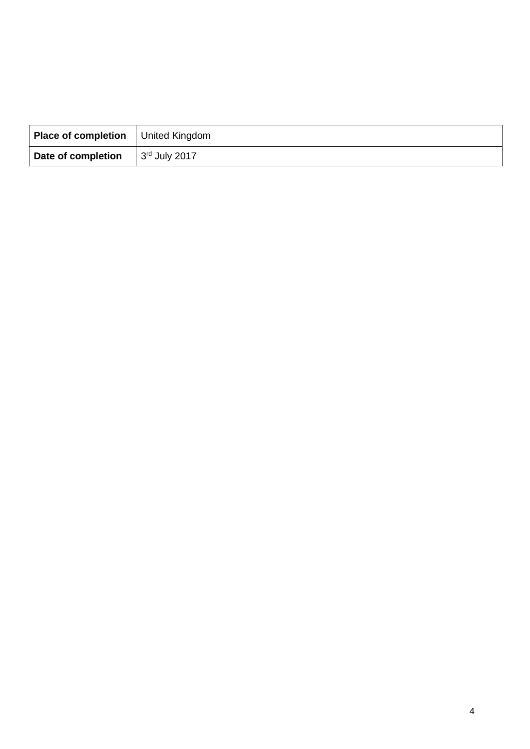| | |
|---|---|
| **Place of completion** | United Kingdom |
| **Date of completion** | 3rd July 2017 |